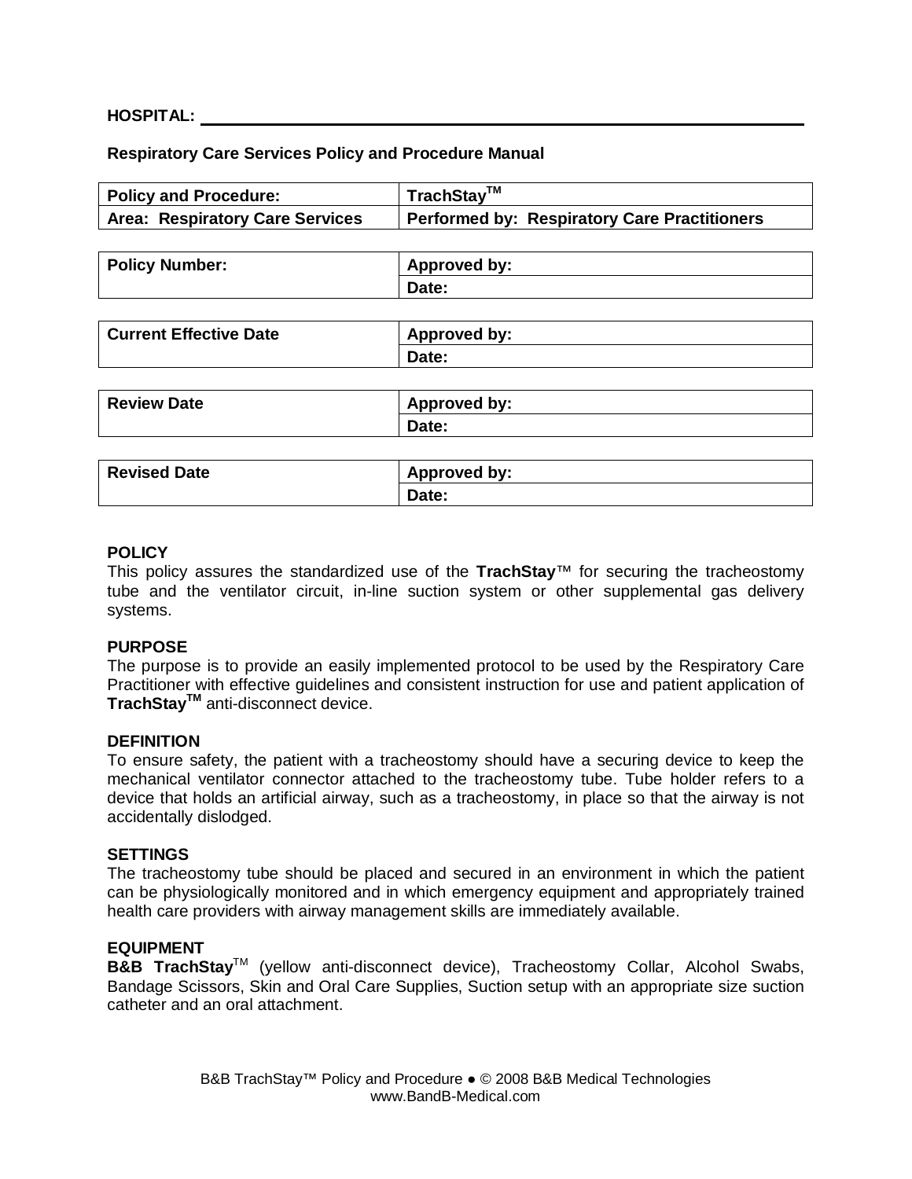**HOSPITAL:** \_\_\_\_\_\_\_\_\_\_\_\_\_\_\_\_\_\_\_\_\_\_\_\_\_\_\_\_\_\_\_\_\_\_\_\_\_\_\_\_\_\_\_\_\_\_\_\_\_\_

**Respiratory Care Services Policy and Procedure Manual**

| **Policy and Procedure:** | **TrachStay™** |
|---|---|
| **Area: Respiratory Care Services** | **Performed by: Respiratory Care Practitioners** |

| **Policy Number:** | **Approved by:** |
|---|---|
| | **Date:** |

| **Current Effective Date** | **Approved by:** |
|---|---|
| | **Date:** |

| **Review Date** | **Approved by:** |
|---|---|
| | **Date:** |

| **Revised Date** | **Approved by:** |
|---|---|
| | **Date:** |

**POLICY**
This policy assures the standardized use of the **TrachStay**™ for securing the tracheostomy tube and the ventilator circuit, in-line suction system or other supplemental gas delivery systems.

**PURPOSE**
The purpose is to provide an easily implemented protocol to be used by the Respiratory Care Practitioner with effective guidelines and consistent instruction for use and patient application of **TrachStay™** anti-disconnect device.

**DEFINITION**
To ensure safety, the patient with a tracheostomy should have a securing device to keep the mechanical ventilator connector attached to the tracheostomy tube. Tube holder refers to a device that holds an artificial airway, such as a tracheostomy, in place so that the airway is not accidentally dislodged.

**SETTINGS**
The tracheostomy tube should be placed and secured in an environment in which the patient can be physiologically monitored and in which emergency equipment and appropriately trained health care providers with airway management skills are immediately available.

**EQUIPMENT**
**B&B TrachStay**™ (yellow anti-disconnect device), Tracheostomy Collar, Alcohol Swabs, Bandage Scissors, Skin and Oral Care Supplies, Suction setup with an appropriate size suction catheter and an oral attachment.

B&B TrachStay™ Policy and Procedure ● © 2008 B&B Medical Technologies
www.BandB-Medical.com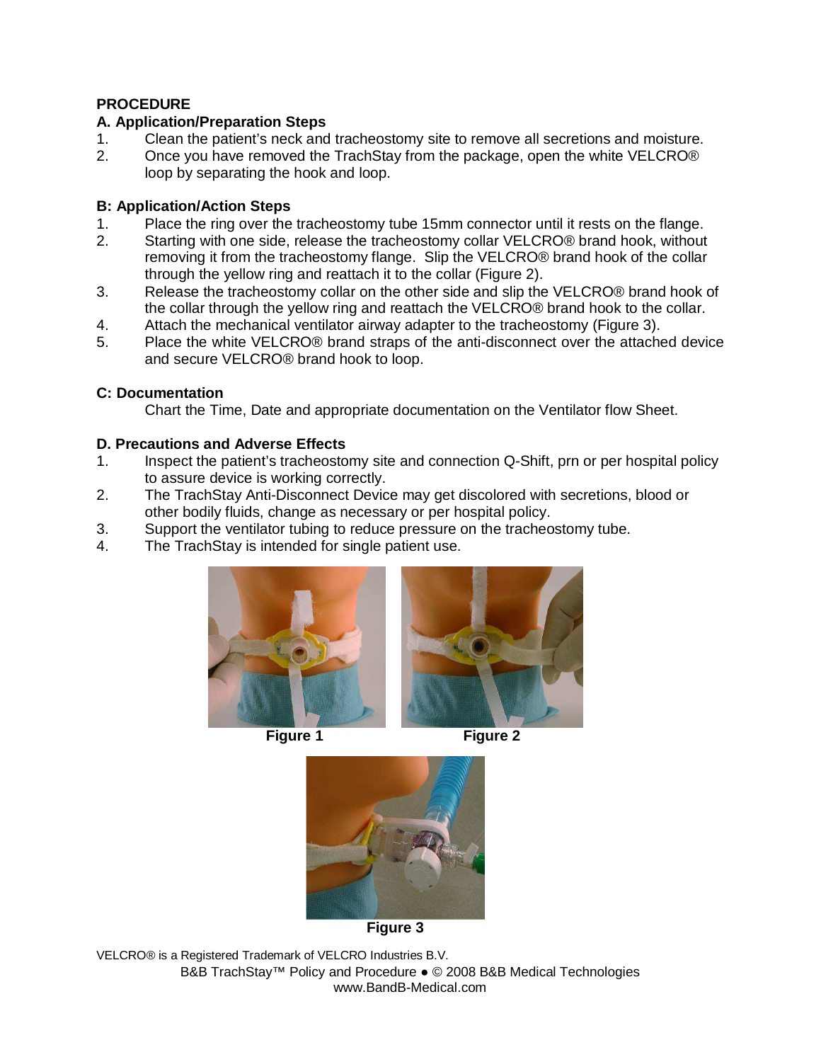**PROCEDURE**

**A. Application/Preparation Steps**

1. Clean the patient's neck and tracheostomy site to remove all secretions and moisture.
2. Once you have removed the TrachStay from the package, open the white VELCRO® loop by separating the hook and loop.

**B: Application/Action Steps**

1. Place the ring over the tracheostomy tube 15mm connector until it rests on the flange.
2. Starting with one side, release the tracheostomy collar VELCRO® brand hook, without removing it from the tracheostomy flange. Slip the VELCRO® brand hook of the collar through the yellow ring and reattach it to the collar (Figure 2).
3. Release the tracheostomy collar on the other side and slip the VELCRO® brand hook of the collar through the yellow ring and reattach the VELCRO® brand hook to the collar.
4. Attach the mechanical ventilator airway adapter to the tracheostomy (Figure 3).
5. Place the white VELCRO® brand straps of the anti-disconnect over the attached device and secure VELCRO® brand hook to loop.

**C: Documentation**

Chart the Time, Date and appropriate documentation on the Ventilator flow Sheet.

**D. Precautions and Adverse Effects**

1. Inspect the patient's tracheostomy site and connection Q-Shift, prn or per hospital policy to assure device is working correctly.
2. The TrachStay Anti-Disconnect Device may get discolored with secretions, blood or other bodily fluids, change as necessary or per hospital policy.
3. Support the ventilator tubing to reduce pressure on the tracheostomy tube.
4. The TrachStay is intended for single patient use.

**Figure 1**

**Figure 2**

**Figure 3**

VELCRO® is a Registered Trademark of VELCRO Industries B.V.

B&B TrachStay™ Policy and Procedure ● © 2008 B&B Medical Technologies
www.BandB-Medical.com